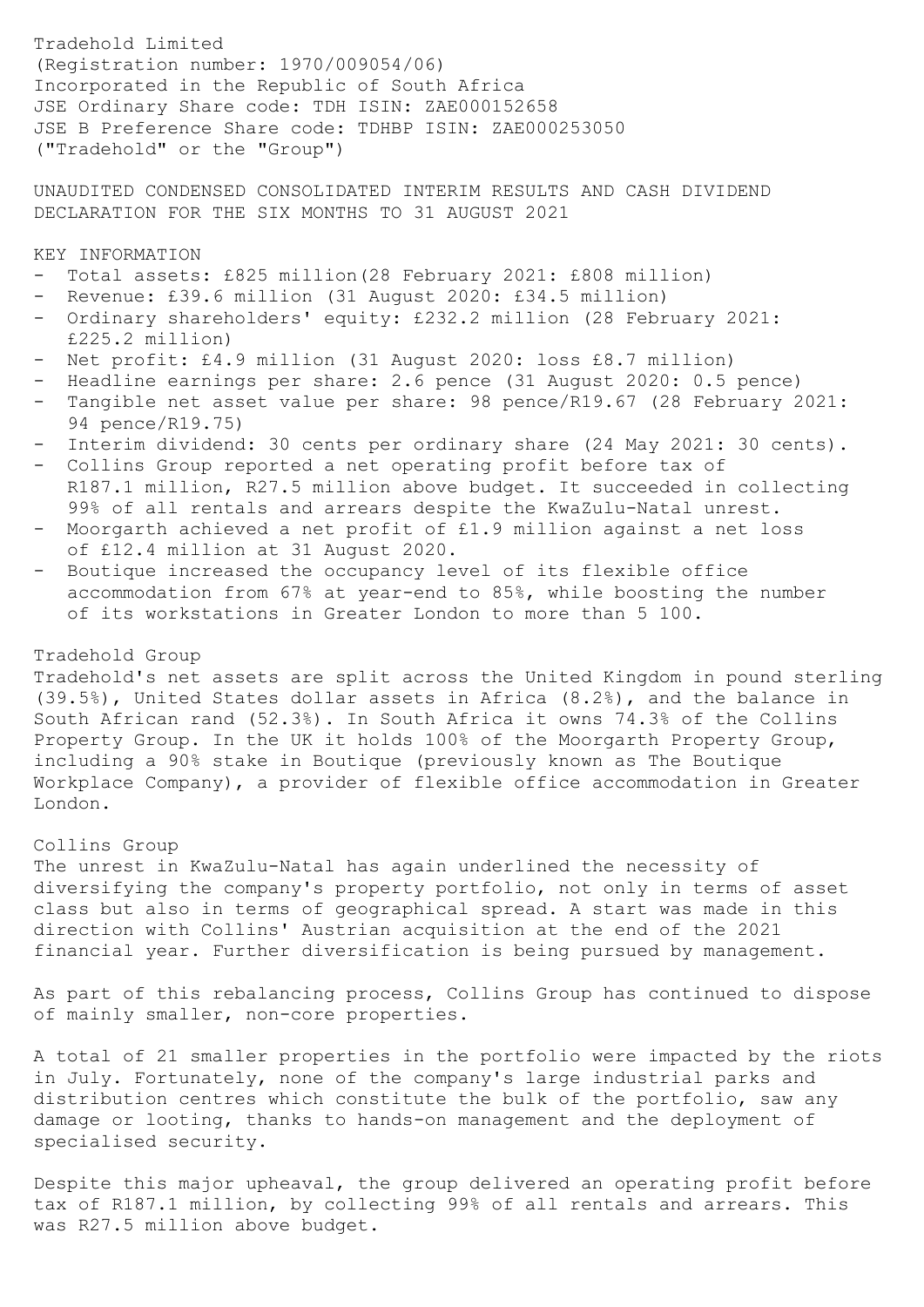Tradehold Limited
(Registration number: 1970/009054/06)
Incorporated in the Republic of South Africa
JSE Ordinary Share code: TDH ISIN: ZAE000152658
JSE B Preference Share code: TDHBP ISIN: ZAE000253050
("Tradehold" or the "Group")

# UNAUDITED CONDENSED CONSOLIDATED INTERIM RESULTS AND CASH DIVIDEND DECLARATION FOR THE SIX MONTHS TO 31 AUGUST 2021

## KEY INFORMATION

- Total assets: £825 million(28 February 2021: £808 million)
- Revenue: £39.6 million (31 August 2020: £34.5 million)
- Ordinary shareholders' equity: £232.2 million (28 February 2021: £225.2 million)
- Net profit: £4.9 million (31 August 2020: loss £8.7 million)
- Headline earnings per share: 2.6 pence (31 August 2020: 0.5 pence)
- Tangible net asset value per share: 98 pence/R19.67 (28 February 2021: 94 pence/R19.75)
- Interim dividend: 30 cents per ordinary share (24 May 2021: 30 cents).
- Collins Group reported a net operating profit before tax of R187.1 million, R27.5 million above budget. It succeeded in collecting 99% of all rentals and arrears despite the KwaZulu-Natal unrest.
- Moorgarth achieved a net profit of £1.9 million against a net loss of £12.4 million at 31 August 2020.
- Boutique increased the occupancy level of its flexible office accommodation from 67% at year-end to 85%, while boosting the number of its workstations in Greater London to more than 5 100.

## Tradehold Group

Tradehold's net assets are split across the United Kingdom in pound sterling (39.5%), United States dollar assets in Africa (8.2%), and the balance in South African rand (52.3%). In South Africa it owns 74.3% of the Collins Property Group. In the UK it holds 100% of the Moorgarth Property Group, including a 90% stake in Boutique (previously known as The Boutique Workplace Company), a provider of flexible office accommodation in Greater London.

## Collins Group

The unrest in KwaZulu-Natal has again underlined the necessity of diversifying the company's property portfolio, not only in terms of asset class but also in terms of geographical spread. A start was made in this direction with Collins' Austrian acquisition at the end of the 2021 financial year. Further diversification is being pursued by management.

As part of this rebalancing process, Collins Group has continued to dispose of mainly smaller, non-core properties.

A total of 21 smaller properties in the portfolio were impacted by the riots in July. Fortunately, none of the company's large industrial parks and distribution centres which constitute the bulk of the portfolio, saw any damage or looting, thanks to hands-on management and the deployment of specialised security.

Despite this major upheaval, the group delivered an operating profit before tax of R187.1 million, by collecting 99% of all rentals and arrears. This was R27.5 million above budget.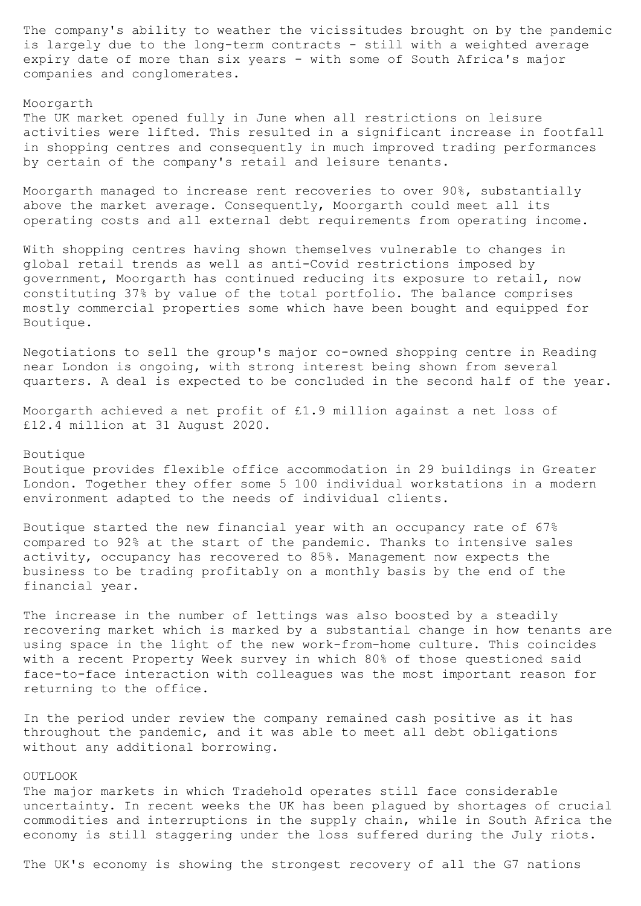The company's ability to weather the vicissitudes brought on by the pandemic is largely due to the long-term contracts - still with a weighted average expiry date of more than six years - with some of South Africa's major companies and conglomerates.

## Moorgarth

The UK market opened fully in June when all restrictions on leisure activities were lifted. This resulted in a significant increase in footfall in shopping centres and consequently in much improved trading performances by certain of the company's retail and leisure tenants.

Moorgarth managed to increase rent recoveries to over 90%, substantially above the market average. Consequently, Moorgarth could meet all its operating costs and all external debt requirements from operating income.

With shopping centres having shown themselves vulnerable to changes in global retail trends as well as anti-Covid restrictions imposed by government, Moorgarth has continued reducing its exposure to retail, now constituting 37% by value of the total portfolio. The balance comprises mostly commercial properties some which have been bought and equipped for Boutique.

Negotiations to sell the group's major co-owned shopping centre in Reading near London is ongoing, with strong interest being shown from several quarters. A deal is expected to be concluded in the second half of the year.

Moorgarth achieved a net profit of £1.9 million against a net loss of £12.4 million at 31 August 2020.

## Boutique

Boutique provides flexible office accommodation in 29 buildings in Greater London. Together they offer some 5 100 individual workstations in a modern environment adapted to the needs of individual clients.

Boutique started the new financial year with an occupancy rate of 67% compared to 92% at the start of the pandemic. Thanks to intensive sales activity, occupancy has recovered to 85%. Management now expects the business to be trading profitably on a monthly basis by the end of the financial year.

The increase in the number of lettings was also boosted by a steadily recovering market which is marked by a substantial change in how tenants are using space in the light of the new work-from-home culture. This coincides with a recent Property Week survey in which 80% of those questioned said face-to-face interaction with colleagues was the most important reason for returning to the office.

In the period under review the company remained cash positive as it has throughout the pandemic, and it was able to meet all debt obligations without any additional borrowing.

## OUTLOOK

The major markets in which Tradehold operates still face considerable uncertainty. In recent weeks the UK has been plagued by shortages of crucial commodities and interruptions in the supply chain, while in South Africa the economy is still staggering under the loss suffered during the July riots.

The UK's economy is showing the strongest recovery of all the G7 nations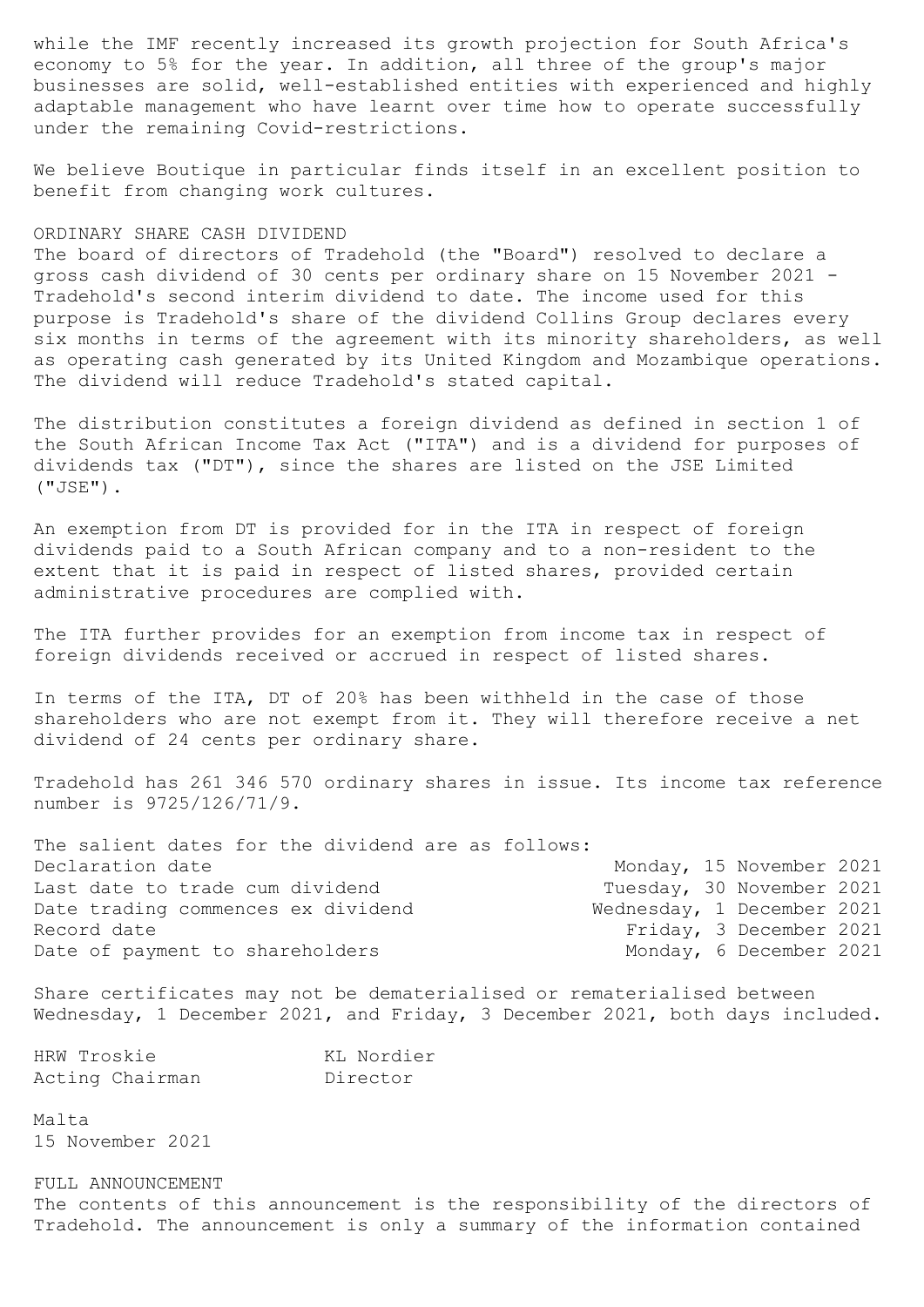while the IMF recently increased its growth projection for South Africa's economy to 5% for the year. In addition, all three of the group's major businesses are solid, well-established entities with experienced and highly adaptable management who have learnt over time how to operate successfully under the remaining Covid-restrictions.

We believe Boutique in particular finds itself in an excellent position to benefit from changing work cultures.

## ORDINARY SHARE CASH DIVIDEND

The board of directors of Tradehold (the "Board") resolved to declare a gross cash dividend of 30 cents per ordinary share on 15 November 2021 - Tradehold's second interim dividend to date. The income used for this purpose is Tradehold's share of the dividend Collins Group declares every six months in terms of the agreement with its minority shareholders, as well as operating cash generated by its United Kingdom and Mozambique operations. The dividend will reduce Tradehold's stated capital.

The distribution constitutes a foreign dividend as defined in section 1 of the South African Income Tax Act ("ITA") and is a dividend for purposes of dividends tax ("DT"), since the shares are listed on the JSE Limited ("JSE").

An exemption from DT is provided for in the ITA in respect of foreign dividends paid to a South African company and to a non-resident to the extent that it is paid in respect of listed shares, provided certain administrative procedures are complied with.

The ITA further provides for an exemption from income tax in respect of foreign dividends received or accrued in respect of listed shares.

In terms of the ITA, DT of 20% has been withheld in the case of those shareholders who are not exempt from it. They will therefore receive a net dividend of 24 cents per ordinary share.

Tradehold has 261 346 570 ordinary shares in issue. Its income tax reference number is 9725/126/71/9.

The salient dates for the dividend are as follows:

| | |
|---|---|
| Declaration date | Monday, 15 November 2021 |
| Last date to trade cum dividend | Tuesday, 30 November 2021 |
| Date trading commences ex dividend | Wednesday, 1 December 2021 |
| Record date | Friday, 3 December 2021 |
| Date of payment to shareholders | Monday, 6 December 2021 |

Share certificates may not be dematerialised or rematerialised between Wednesday, 1 December 2021, and Friday, 3 December 2021, both days included.

HRW Troskie
Acting Chairman

KL Nordier
Director

Malta
15 November 2021

## FULL ANNOUNCEMENT

The contents of this announcement is the responsibility of the directors of Tradehold. The announcement is only a summary of the information contained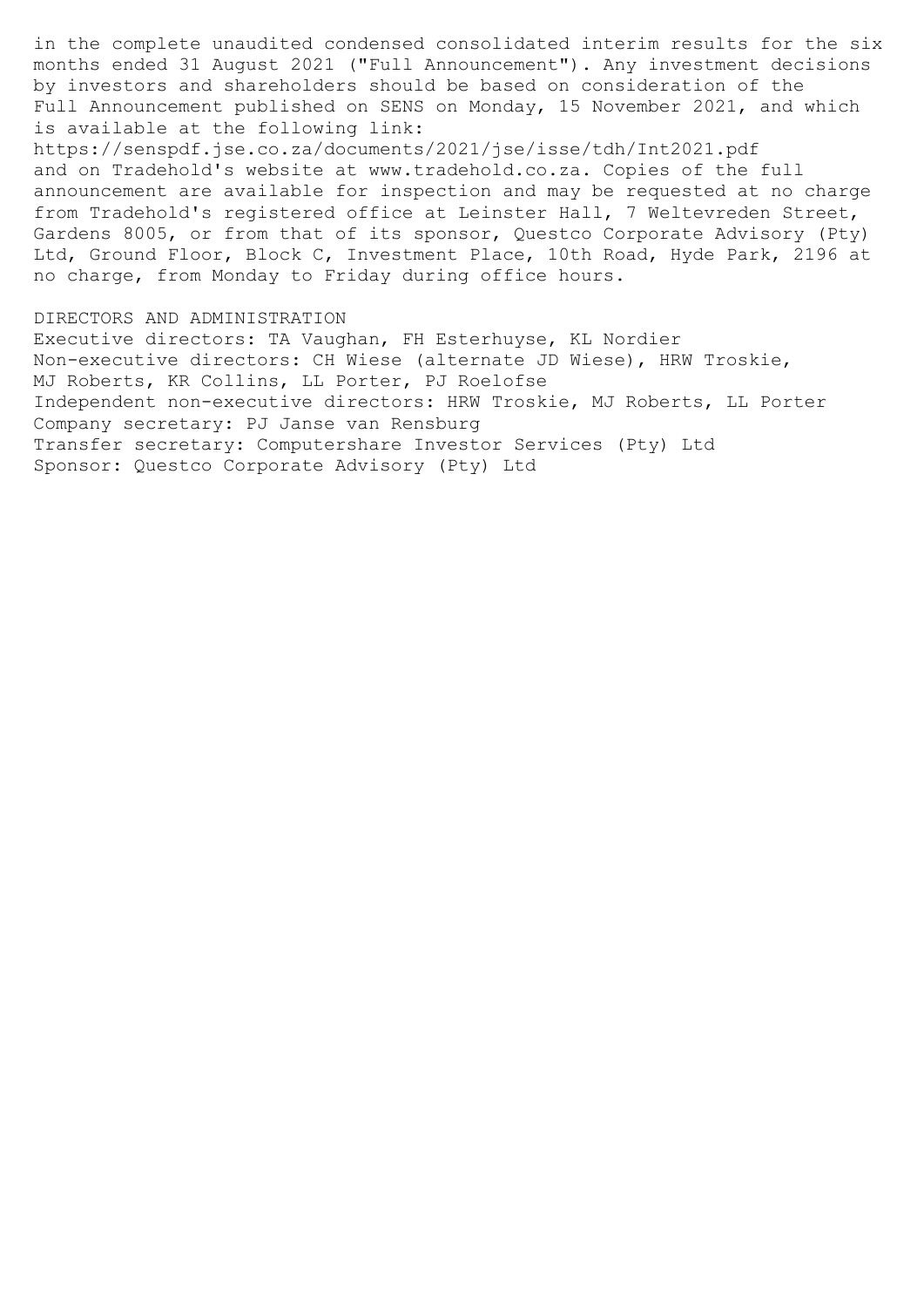in the complete unaudited condensed consolidated interim results for the six months ended 31 August 2021 ("Full Announcement"). Any investment decisions by investors and shareholders should be based on consideration of the Full Announcement published on SENS on Monday, 15 November 2021, and which is available at the following link:
https://senspdf.jse.co.za/documents/2021/jse/isse/tdh/Int2021.pdf
and on Tradehold's website at www.tradehold.co.za. Copies of the full announcement are available for inspection and may be requested at no charge from Tradehold's registered office at Leinster Hall, 7 Weltevreden Street, Gardens 8005, or from that of its sponsor, Questco Corporate Advisory (Pty) Ltd, Ground Floor, Block C, Investment Place, 10th Road, Hyde Park, 2196 at no charge, from Monday to Friday during office hours.

DIRECTORS AND ADMINISTRATION

Executive directors: TA Vaughan, FH Esterhuyse, KL Nordier
Non-executive directors: CH Wiese (alternate JD Wiese), HRW Troskie, MJ Roberts, KR Collins, LL Porter, PJ Roelofse
Independent non-executive directors: HRW Troskie, MJ Roberts, LL Porter
Company secretary: PJ Janse van Rensburg
Transfer secretary: Computershare Investor Services (Pty) Ltd
Sponsor: Questco Corporate Advisory (Pty) Ltd